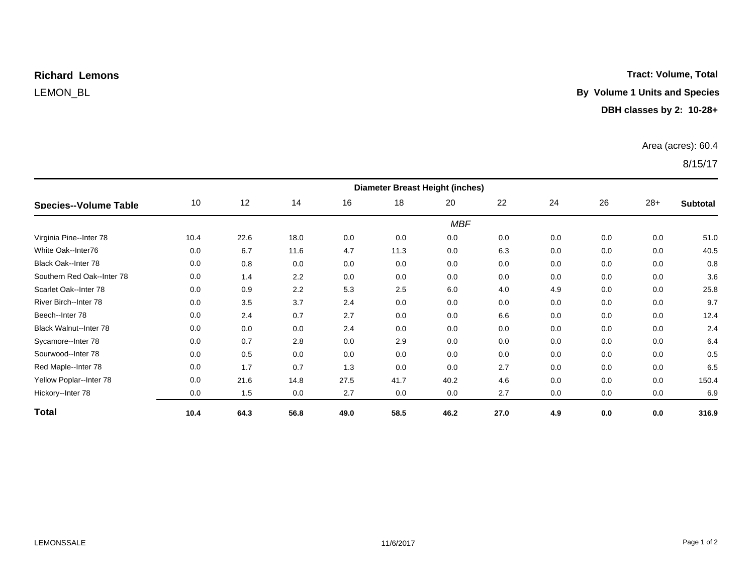**Richard Lemons**

LEMON_BL

**Tract: Volume, Total**

**By Volume 1 Units and Species**

**DBH classes by 2: 10-28+**

Area (acres): 60.4

8/15/17

| **Species--Volume Table** | Diameter Breast Height (inches) | | | | | | | | | | |
|---|---|---|---|---|---|---|---|---|---|---|---|
| | 10 | 12 | 14 | 16 | 18 | 20 | 22 | 24 | 26 | 28+ | **Subtotal** |
| | | | | | | *MBF* | | | | | |
| Virginia Pine--Inter 78 | 10.4 | 22.6 | 18.0 | 0.0 | 0.0 | 0.0 | 0.0 | 0.0 | 0.0 | 0.0 | 51.0 |
| White Oak--Inter76 | 0.0 | 6.7 | 11.6 | 4.7 | 11.3 | 0.0 | 6.3 | 0.0 | 0.0 | 0.0 | 40.5 |
| Black Oak--Inter 78 | 0.0 | 0.8 | 0.0 | 0.0 | 0.0 | 0.0 | 0.0 | 0.0 | 0.0 | 0.0 | 0.8 |
| Southern Red Oak--Inter 78 | 0.0 | 1.4 | 2.2 | 0.0 | 0.0 | 0.0 | 0.0 | 0.0 | 0.0 | 0.0 | 3.6 |
| Scarlet Oak--Inter 78 | 0.0 | 0.9 | 2.2 | 5.3 | 2.5 | 6.0 | 4.0 | 4.9 | 0.0 | 0.0 | 25.8 |
| River Birch--Inter 78 | 0.0 | 3.5 | 3.7 | 2.4 | 0.0 | 0.0 | 0.0 | 0.0 | 0.0 | 0.0 | 9.7 |
| Beech--Inter 78 | 0.0 | 2.4 | 0.7 | 2.7 | 0.0 | 0.0 | 6.6 | 0.0 | 0.0 | 0.0 | 12.4 |
| Black Walnut--Inter 78 | 0.0 | 0.0 | 0.0 | 2.4 | 0.0 | 0.0 | 0.0 | 0.0 | 0.0 | 0.0 | 2.4 |
| Sycamore--Inter 78 | 0.0 | 0.7 | 2.8 | 0.0 | 2.9 | 0.0 | 0.0 | 0.0 | 0.0 | 0.0 | 6.4 |
| Sourwood--Inter 78 | 0.0 | 0.5 | 0.0 | 0.0 | 0.0 | 0.0 | 0.0 | 0.0 | 0.0 | 0.0 | 0.5 |
| Red Maple--Inter 78 | 0.0 | 1.7 | 0.7 | 1.3 | 0.0 | 0.0 | 2.7 | 0.0 | 0.0 | 0.0 | 6.5 |
| Yellow Poplar--Inter 78 | 0.0 | 21.6 | 14.8 | 27.5 | 41.7 | 40.2 | 4.6 | 0.0 | 0.0 | 0.0 | 150.4 |
| Hickory--Inter 78 | 0.0 | 1.5 | 0.0 | 2.7 | 0.0 | 0.0 | 2.7 | 0.0 | 0.0 | 0.0 | 6.9 |
| **Total** | **10.4** | **64.3** | **56.8** | **49.0** | **58.5** | **46.2** | **27.0** | **4.9** | **0.0** | **0.0** | **316.9** |

LEMONSSALE

11/6/2017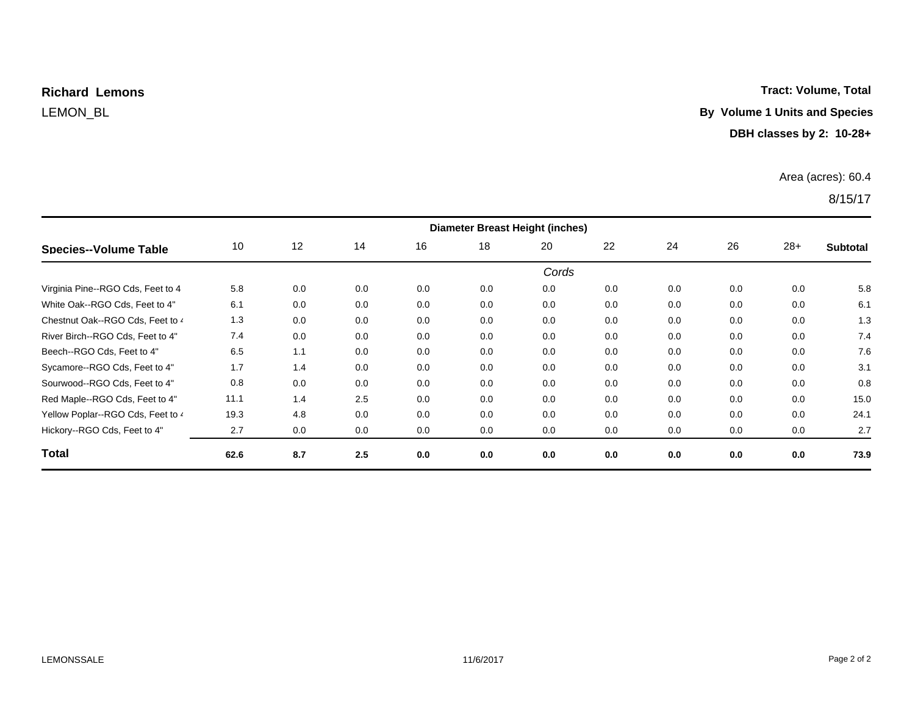**Richard Lemons**

LEMON_BL

**Tract: Volume, Total**

**By Volume 1 Units and Species**

**DBH classes by 2: 10-28+**

Area (acres): 60.4

8/15/17

| | Diameter Breast Height (inches) | | | | | | | | | | |
|---|---|---|---|---|---|---|---|---|---|---|---|
| **Species--Volume Table** | 10 | 12 | 14 | 16 | 18 | 20 | 22 | 24 | 26 | 28+ | **Subtotal** |
| | | | | | | *Cords* | | | | | |
| Virginia Pine--RGO Cds, Feet to 4 | 5.8 | 0.0 | 0.0 | 0.0 | 0.0 | 0.0 | 0.0 | 0.0 | 0.0 | 0.0 | 5.8 |
| White Oak--RGO Cds, Feet to 4" | 6.1 | 0.0 | 0.0 | 0.0 | 0.0 | 0.0 | 0.0 | 0.0 | 0.0 | 0.0 | 6.1 |
| Chestnut Oak--RGO Cds, Feet to 4 | 1.3 | 0.0 | 0.0 | 0.0 | 0.0 | 0.0 | 0.0 | 0.0 | 0.0 | 0.0 | 1.3 |
| River Birch--RGO Cds, Feet to 4" | 7.4 | 0.0 | 0.0 | 0.0 | 0.0 | 0.0 | 0.0 | 0.0 | 0.0 | 0.0 | 7.4 |
| Beech--RGO Cds, Feet to 4" | 6.5 | 1.1 | 0.0 | 0.0 | 0.0 | 0.0 | 0.0 | 0.0 | 0.0 | 0.0 | 7.6 |
| Sycamore--RGO Cds, Feet to 4" | 1.7 | 1.4 | 0.0 | 0.0 | 0.0 | 0.0 | 0.0 | 0.0 | 0.0 | 0.0 | 3.1 |
| Sourwood--RGO Cds, Feet to 4" | 0.8 | 0.0 | 0.0 | 0.0 | 0.0 | 0.0 | 0.0 | 0.0 | 0.0 | 0.0 | 0.8 |
| Red Maple--RGO Cds, Feet to 4" | 11.1 | 1.4 | 2.5 | 0.0 | 0.0 | 0.0 | 0.0 | 0.0 | 0.0 | 0.0 | 15.0 |
| Yellow Poplar--RGO Cds, Feet to 4 | 19.3 | 4.8 | 0.0 | 0.0 | 0.0 | 0.0 | 0.0 | 0.0 | 0.0 | 0.0 | 24.1 |
| Hickory--RGO Cds, Feet to 4" | 2.7 | 0.0 | 0.0 | 0.0 | 0.0 | 0.0 | 0.0 | 0.0 | 0.0 | 0.0 | 2.7 |
| **Total** | **62.6** | **8.7** | **2.5** | **0.0** | **0.0** | **0.0** | **0.0** | **0.0** | **0.0** | **0.0** | **73.9** |

LEMONSSALE 11/6/2017